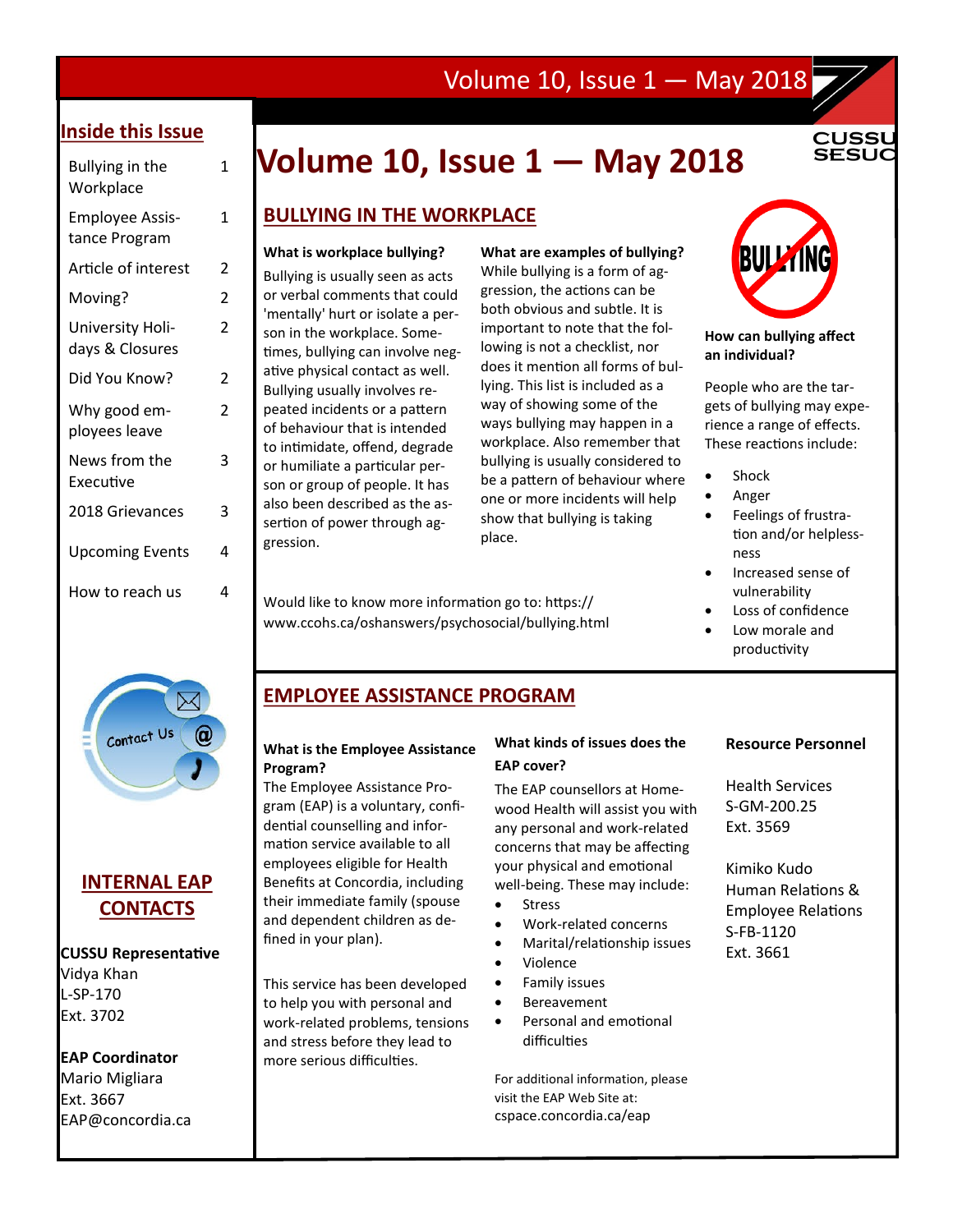# Volume 10, Issue 1 — May 2018

## Inside this Issue

| | |
|---|---|
| Bullying in the Workplace | 1 |
| Employee Assistance Program | 1 |
| Article of interest | 2 |
| Moving? | 2 |
| University Holidays & Closures | 2 |
| Did You Know? | 2 |
| Why good employees leave | 2 |
| News from the Executive | 3 |
| 2018 Grievances | 3 |
| Upcoming Events | 4 |
| How to reach us | 4 |

## INTERNAL EAP CONTACTS

**CUSSU Representative**
Vidya Khan
L-SP-170
Ext. 3702

**EAP Coordinator**
Mario Migliara
Ext. 3667
EAP@concordia.ca

## BULLYING IN THE WORKPLACE

**What is workplace bullying?**

Bullying is usually seen as acts or verbal comments that could 'mentally' hurt or isolate a person in the workplace. Sometimes, bullying can involve negative physical contact as well. Bullying usually involves repeated incidents or a pattern of behaviour that is intended to intimidate, offend, degrade or humiliate a particular person or group of people. It has also been described as the assertion of power through aggression.

**What are examples of bullying?**

While bullying is a form of aggression, the actions can be both obvious and subtle. It is important to note that the following is not a checklist, nor does it mention all forms of bullying. This list is included as a way of showing some of the ways bullying may happen in a workplace. Also remember that bullying is usually considered to be a pattern of behaviour where one or more incidents will help show that bullying is taking place.

Would like to know more information go to: https://www.ccohs.ca/oshanswers/psychosocial/bullying.html

**How can bullying affect an individual?**

People who are the targets of bullying may experience a range of effects. These reactions include:

- Shock
- Anger
- Feelings of frustration and/or helplessness
- Increased sense of vulnerability
- Loss of confidence
- Low morale and productivity

## EMPLOYEE ASSISTANCE PROGRAM

**What is the Employee Assistance Program?**

The Employee Assistance Program (EAP) is a voluntary, confidential counselling and information service available to all employees eligible for Health Benefits at Concordia, including their immediate family (spouse and dependent children as defined in your plan).

This service has been developed to help you with personal and work-related problems, tensions and stress before they lead to more serious difficulties.

**What kinds of issues does the EAP cover?**

The EAP counsellors at Homewood Health will assist you with any personal and work-related concerns that may be affecting your physical and emotional well-being. These may include:

- Stress
- Work-related concerns
- Marital/relationship issues
- Violence
- Family issues
- Bereavement
- Personal and emotional difficulties

For additional information, please visit the EAP Web Site at: cspace.concordia.ca/eap

**Resource Personnel**

Health Services
S-GM-200.25
Ext. 3569

Kimiko Kudo
Human Relations & Employee Relations
S-FB-1120
Ext. 3661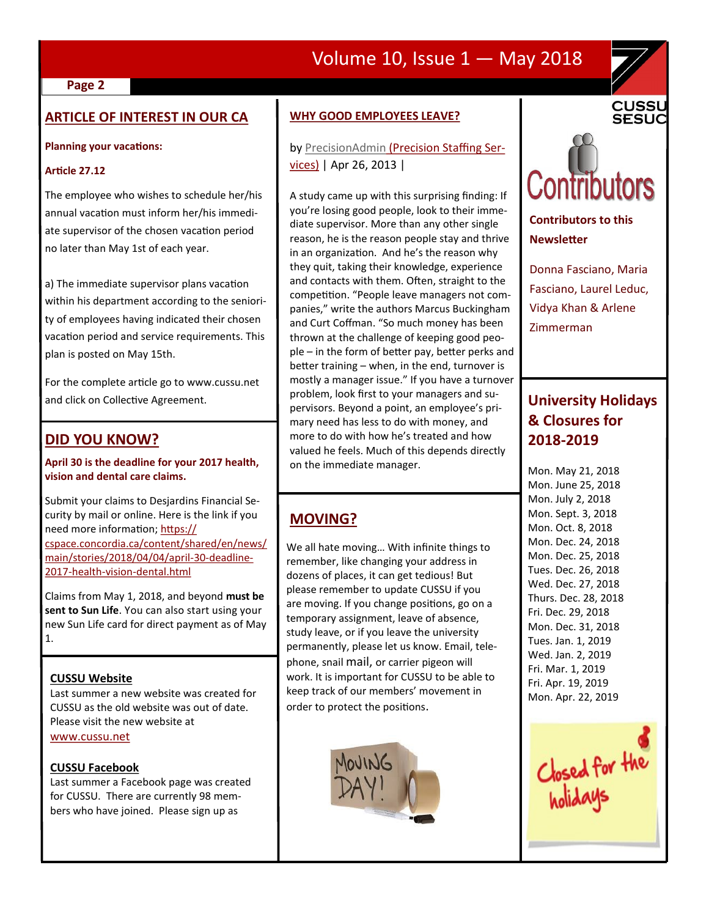## ARTICLE OF INTEREST IN OUR CA

**Planning your vacations:**

**Article 27.12**

The employee who wishes to schedule her/his annual vacation must inform her/his immediate supervisor of the chosen vacation period no later than May 1st of each year.

a) The immediate supervisor plans vacation within his department according to the seniority of employees having indicated their chosen vacation period and service requirements. This plan is posted on May 15th.

For the complete article go to www.cussu.net and click on Collective Agreement.

## DID YOU KNOW?

**April 30 is the deadline for your 2017 health, vision and dental care claims.**

Submit your claims to Desjardins Financial Security by mail or online. Here is the link if you need more information; https://cspace.concordia.ca/content/shared/en/news/main/stories/2018/04/04/april-30-deadline-2017-health-vision-dental.html

Claims from May 1, 2018, and beyond **must be sent to Sun Life**. You can also start using your new Sun Life card for direct payment as of May 1.

### CUSSU Website

Last summer a new website was created for CUSSU as the old website was out of date. Please visit the new website at www.cussu.net

### CUSSU Facebook

Last summer a Facebook page was created for CUSSU. There are currently 98 members who have joined. Please sign up as

## WHY GOOD EMPLOYEES LEAVE?

by PrecisionAdmin (Precision Staffing Services) | Apr 26, 2013 |

A study came up with this surprising finding: If you're losing good people, look to their immediate supervisor. More than any other single reason, he is the reason people stay and thrive in an organization. And he's the reason why they quit, taking their knowledge, experience and contacts with them. Often, straight to the competition. "People leave managers not companies," write the authors Marcus Buckingham and Curt Coffman. "So much money has been thrown at the challenge of keeping good people – in the form of better pay, better perks and better training – when, in the end, turnover is mostly a manager issue." If you have a turnover problem, look first to your managers and supervisors. Beyond a point, an employee's primary need has less to do with money, and more to do with how he's treated and how valued he feels. Much of this depends directly on the immediate manager.

## MOVING?

We all hate moving… With infinite things to remember, like changing your address in dozens of places, it can get tedious! But please remember to update CUSSU if you are moving. If you change positions, go on a temporary assignment, leave of absence, study leave, or if you leave the university permanently, please let us know. Email, telephone, snail mail, or carrier pigeon will work. It is important for CUSSU to be able to keep track of our members' movement in order to protect the positions.

## Contributors

**Contributors to this Newsletter**

Donna Fasciano, Maria Fasciano, Laurel Leduc, Vidya Khan & Arlene Zimmerman

## University Holidays & Closures for 2018-2019

Mon. May 21, 2018
Mon. June 25, 2018
Mon. July 2, 2018
Mon. Sept. 3, 2018
Mon. Oct. 8, 2018
Mon. Dec. 24, 2018
Mon. Dec. 25, 2018
Tues. Dec. 26, 2018
Wed. Dec. 27, 2018
Thurs. Dec. 28, 2018
Fri. Dec. 29, 2018
Mon. Dec. 31, 2018
Tues. Jan. 1, 2019
Wed. Jan. 2, 2019
Fri. Mar. 1, 2019
Fri. Apr. 19, 2019
Mon. Apr. 22, 2019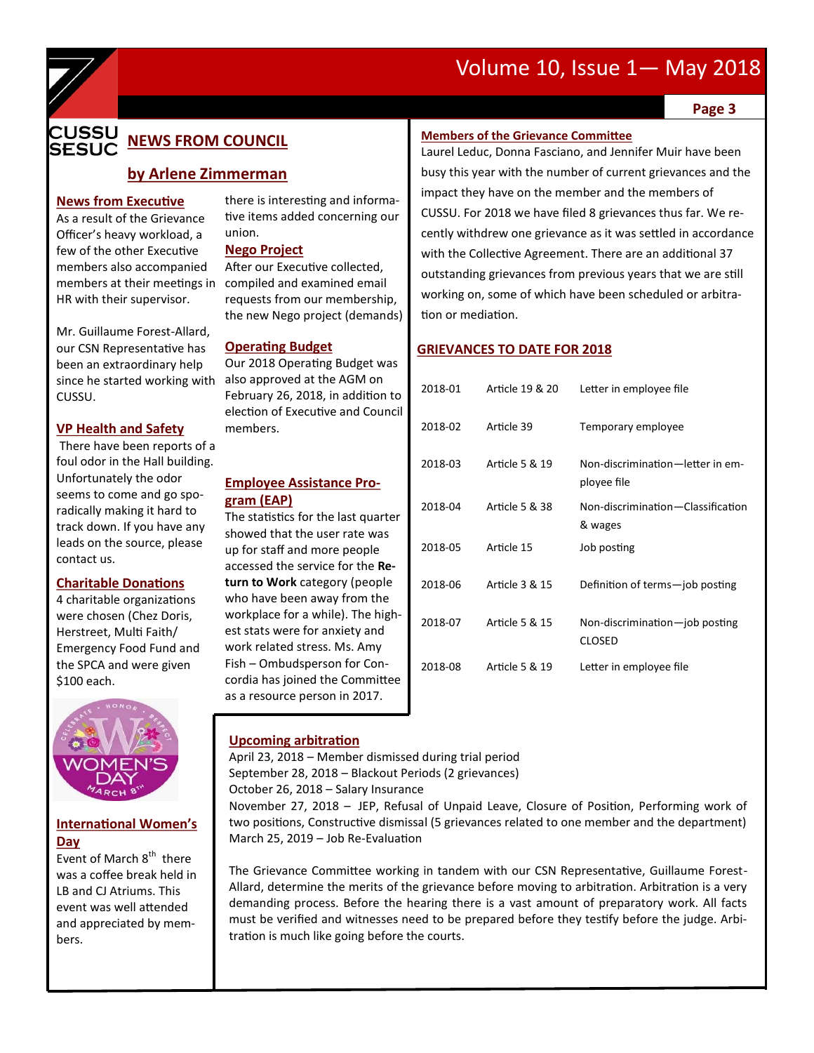## NEWS FROM COUNCIL

### by Arlene Zimmerman

**News from Executive**

As a result of the Grievance Officer's heavy workload, a few of the other Executive members also accompanied members at their meetings in HR with their supervisor.

Mr. Guillaume Forest-Allard, our CSN Representative has been an extraordinary help since he started working with CUSSU.

**VP Health and Safety**

There have been reports of a foul odor in the Hall building. Unfortunately the odor seems to come and go sporadically making it hard to track down. If you have any leads on the source, please contact us.

**Charitable Donations**

4 charitable organizations were chosen (Chez Doris, Herstreet, Multi Faith/ Emergency Food Fund and the SPCA and were given $100 each.

**International Women's Day**

Event of March 8th there was a coffee break held in LB and CJ Atriums. This event was well attended and appreciated by members.

there is interesting and informative items added concerning our union.

**Nego Project**

After our Executive collected, compiled and examined email requests from our membership, the new Nego project (demands)

**Operating Budget**

Our 2018 Operating Budget was also approved at the AGM on February 26, 2018, in addition to election of Executive and Council members.

**Employee Assistance Program (EAP)**

The statistics for the last quarter showed that the user rate was up for staff and more people accessed the service for the **Return to Work** category (people who have been away from the workplace for a while). The highest stats were for anxiety and work related stress. Ms. Amy Fish – Ombudsperson for Concordia has joined the Committee as a resource person in 2017.

**Members of the Grievance Committee**

Laurel Leduc, Donna Fasciano, and Jennifer Muir have been busy this year with the number of current grievances and the impact they have on the member and the members of CUSSU. For 2018 we have filed 8 grievances thus far. We recently withdrew one grievance as it was settled in accordance with the Collective Agreement. There are an additional 37 outstanding grievances from previous years that we are still working on, some of which have been scheduled or arbitration or mediation.

**GRIEVANCES TO DATE FOR 2018**

| | | |
|---|---|---|
| 2018-01 | Article 19 & 20 | Letter in employee file |
| 2018-02 | Article 39 | Temporary employee |
| 2018-03 | Article 5 & 19 | Non-discrimination—letter in employee file |
| 2018-04 | Article 5 & 38 | Non-discrimination—Classification & wages |
| 2018-05 | Article 15 | Job posting |
| 2018-06 | Article 3 & 15 | Definition of terms—job posting |
| 2018-07 | Article 5 & 15 | Non-discrimination—job posting CLOSED |
| 2018-08 | Article 5 & 19 | Letter in employee file |

**Upcoming arbitration**

April 23, 2018 – Member dismissed during trial period
September 28, 2018 – Blackout Periods (2 grievances)
October 26, 2018 – Salary Insurance
November 27, 2018 – JEP, Refusal of Unpaid Leave, Closure of Position, Performing work of two positions, Constructive dismissal (5 grievances related to one member and the department)
March 25, 2019 – Job Re-Evaluation

The Grievance Committee working in tandem with our CSN Representative, Guillaume Forest-Allard, determine the merits of the grievance before moving to arbitration. Arbitration is a very demanding process. Before the hearing there is a vast amount of preparatory work. All facts must be verified and witnesses need to be prepared before they testify before the judge. Arbitration is much like going before the courts.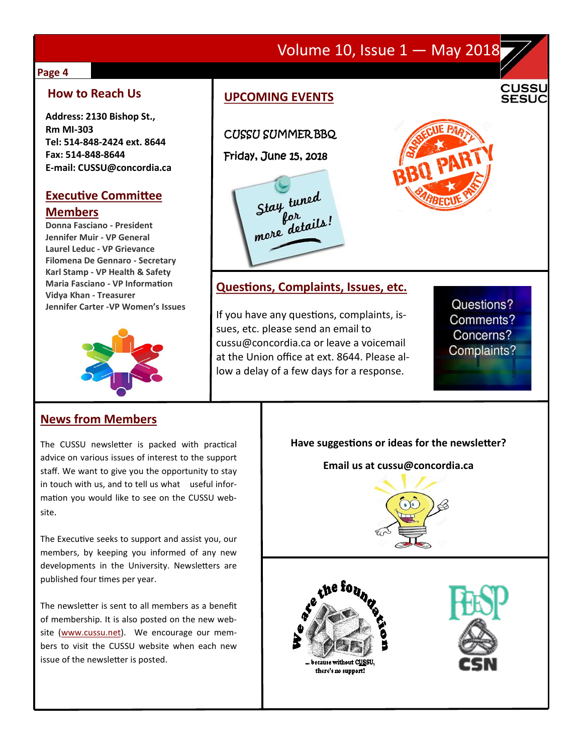## How to Reach Us

**Address: 2130 Bishop St., Rm MI-303**
**Tel: 514-848-2424 ext. 8644**
**Fax: 514-848-8644**
**E-mail: CUSSU@concordia.ca**

## Executive Committee Members

**Donna Fasciano - President**
**Jennifer Muir - VP General**
**Laurel Leduc - VP Grievance**
**Filomena De Gennaro - Secretary**
**Karl Stamp - VP Health & Safety**
**Maria Fasciano - VP Information**
**Vidya Khan - Treasurer**
**Jennifer Carter -VP Women's Issues**

## UPCOMING EVENTS

CUSSU SUMMER BBQ

Friday, June 15, 2018

Stay tuned for more details!

## Questions, Complaints, Issues, etc.

If you have any questions, complaints, issues, etc. please send an email to cussu@concordia.ca or leave a voicemail at the Union office at ext. 8644. Please allow a delay of a few days for a response.

Questions? Comments? Concerns? Complaints?

## News from Members

The CUSSU newsletter is packed with practical advice on various issues of interest to the support staff. We want to give you the opportunity to stay in touch with us, and to tell us what useful information you would like to see on the CUSSU website.

The Executive seeks to support and assist you, our members, by keeping you informed of any new developments in the University. Newsletters are published four times per year.

The newsletter is sent to all members as a benefit of membership. It is also posted on the new website (www.cussu.net). We encourage our members to visit the CUSSU website when each new issue of the newsletter is posted.

**Have suggestions or ideas for the newsletter?**

**Email us at cussu@concordia.ca**

We are the foundation

... because without CUSSU, there's no support!